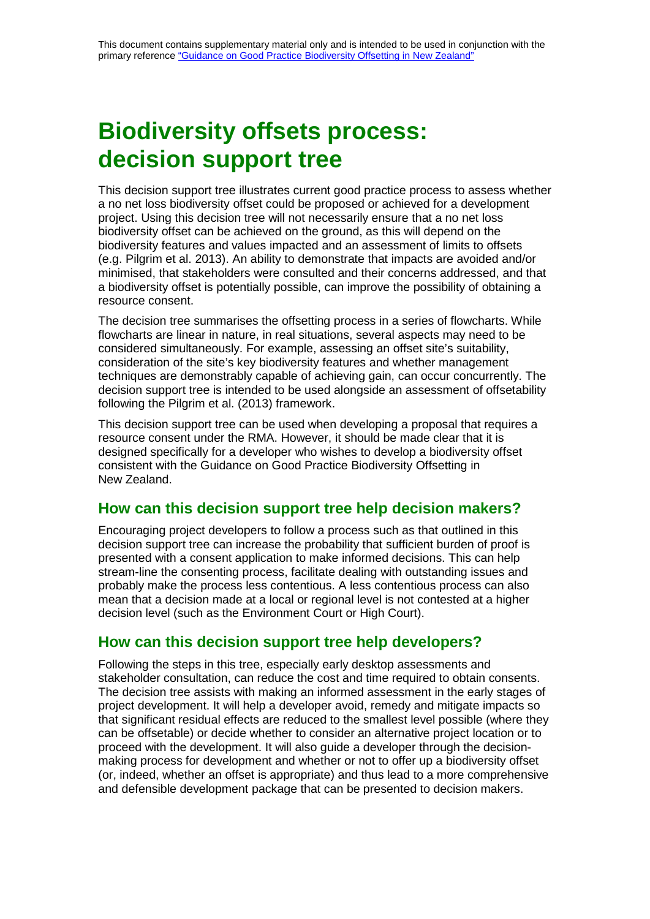This document contains supplementary material only and is intended to be used in conjunction with the primary reference "Guidance on Good Practice Biodiversity Offsetting in New Zealand"

# Biodiversity offsets process: decision support tree

This decision support tree illustrates current good practice process to assess whether a no net loss biodiversity offset could be proposed or achieved for a development project. Using this decision tree will not necessarily ensure that a no net loss biodiversity offset can be achieved on the ground, as this will depend on the biodiversity features and values impacted and an assessment of limits to offsets (e.g. Pilgrim et al. 2013). An ability to demonstrate that impacts are avoided and/or minimised, that stakeholders were consulted and their concerns addressed, and that a biodiversity offset is potentially possible, can improve the possibility of obtaining a resource consent.

The decision tree summarises the offsetting process in a series of flowcharts. While flowcharts are linear in nature, in real situations, several aspects may need to be considered simultaneously. For example, assessing an offset site's suitability, consideration of the site's key biodiversity features and whether management techniques are demonstrably capable of achieving gain, can occur concurrently. The decision support tree is intended to be used alongside an assessment of offsetability following the Pilgrim et al. (2013) framework.

This decision support tree can be used when developing a proposal that requires a resource consent under the RMA. However, it should be made clear that it is designed specifically for a developer who wishes to develop a biodiversity offset consistent with the Guidance on Good Practice Biodiversity Offsetting in New Zealand.

## How can this decision support tree help decision makers?

Encouraging project developers to follow a process such as that outlined in this decision support tree can increase the probability that sufficient burden of proof is presented with a consent application to make informed decisions. This can help stream-line the consenting process, facilitate dealing with outstanding issues and probably make the process less contentious. A less contentious process can also mean that a decision made at a local or regional level is not contested at a higher decision level (such as the Environment Court or High Court).

## How can this decision support tree help developers?

Following the steps in this tree, especially early desktop assessments and stakeholder consultation, can reduce the cost and time required to obtain consents. The decision tree assists with making an informed assessment in the early stages of project development. It will help a developer avoid, remedy and mitigate impacts so that significant residual effects are reduced to the smallest level possible (where they can be offsetable) or decide whether to consider an alternative project location or to proceed with the development. It will also guide a developer through the decision-making process for development and whether or not to offer up a biodiversity offset (or, indeed, whether an offset is appropriate) and thus lead to a more comprehensive and defensible development package that can be presented to decision makers.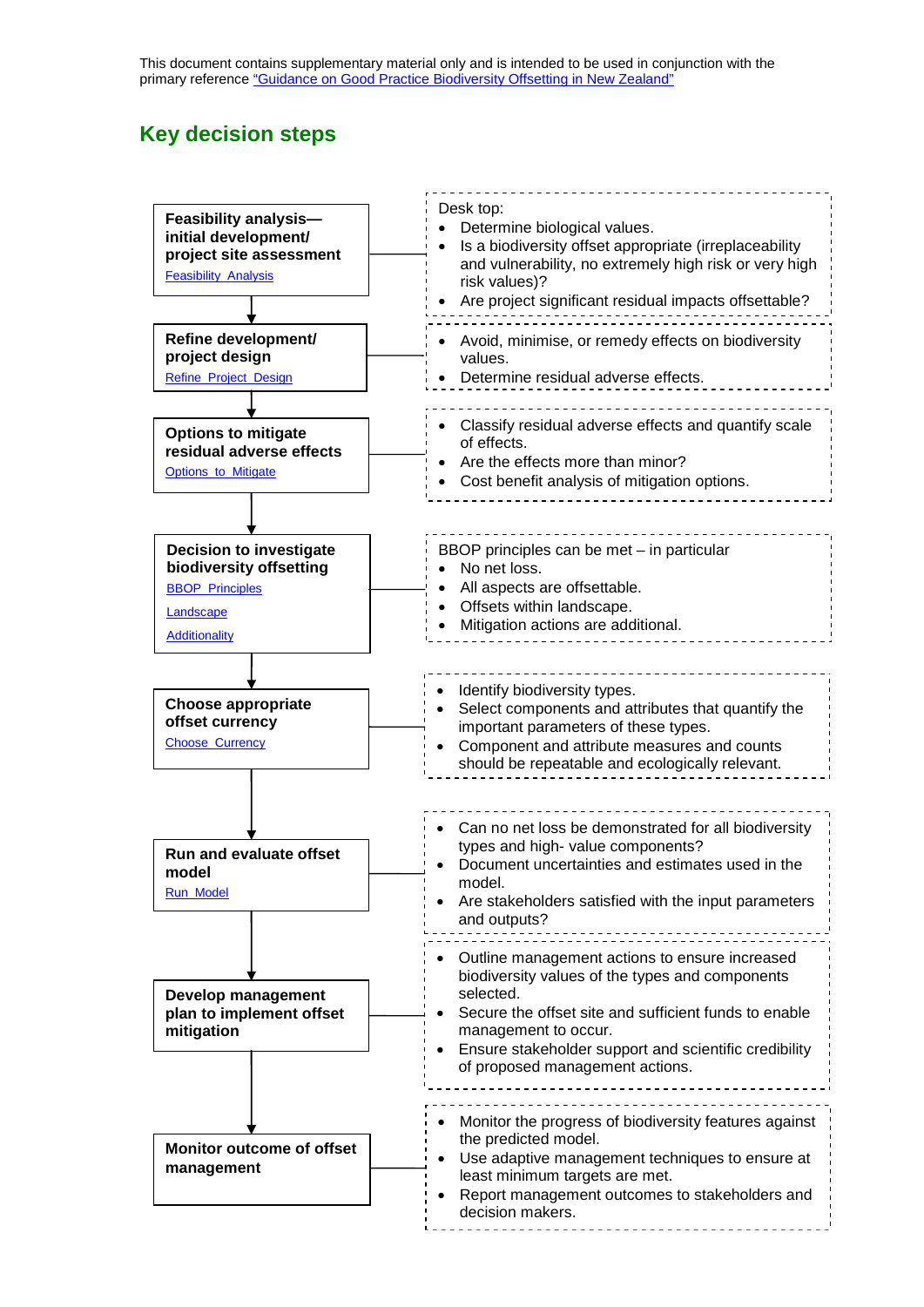This document contains supplementary material only and is intended to be used in conjunction with the primary reference "Guidance on Good Practice Biodiversity Offsetting in New Zealand"

## Key decision steps

**Feasibility analysis—initial development/ project site assessment**
Feasibility Analysis

Desk top:

- Determine biological values.
- Is a biodiversity offset appropriate (irreplaceability and vulnerability, no extremely high risk or very high risk values)?
- Are project significant residual impacts offsettable?

**Refine development/ project design**
Refine Project Design

- Avoid, minimise, or remedy effects on biodiversity values.
- Determine residual adverse effects.

**Options to mitigate residual adverse effects**
Options to Mitigate

- Classify residual adverse effects and quantify scale of effects.
- Are the effects more than minor?
- Cost benefit analysis of mitigation options.

**Decision to investigate biodiversity offsetting**
BBOP Principles
Landscape
Additionality

BBOP principles can be met – in particular

- No net loss.
- All aspects are offsettable.
- Offsets within landscape.
- Mitigation actions are additional.

**Choose appropriate offset currency**
Choose Currency

- Identify biodiversity types.
- Select components and attributes that quantify the important parameters of these types.
- Component and attribute measures and counts should be repeatable and ecologically relevant.

**Run and evaluate offset model**
Run Model

- Can no net loss be demonstrated for all biodiversity types and high- value components?
- Document uncertainties and estimates used in the model.
- Are stakeholders satisfied with the input parameters and outputs?

**Develop management plan to implement offset mitigation**

- Outline management actions to ensure increased biodiversity values of the types and components selected.
- Secure the offset site and sufficient funds to enable management to occur.
- Ensure stakeholder support and scientific credibility of proposed management actions.

**Monitor outcome of offset management**

- Monitor the progress of biodiversity features against the predicted model.
- Use adaptive management techniques to ensure at least minimum targets are met.
- Report management outcomes to stakeholders and decision makers.